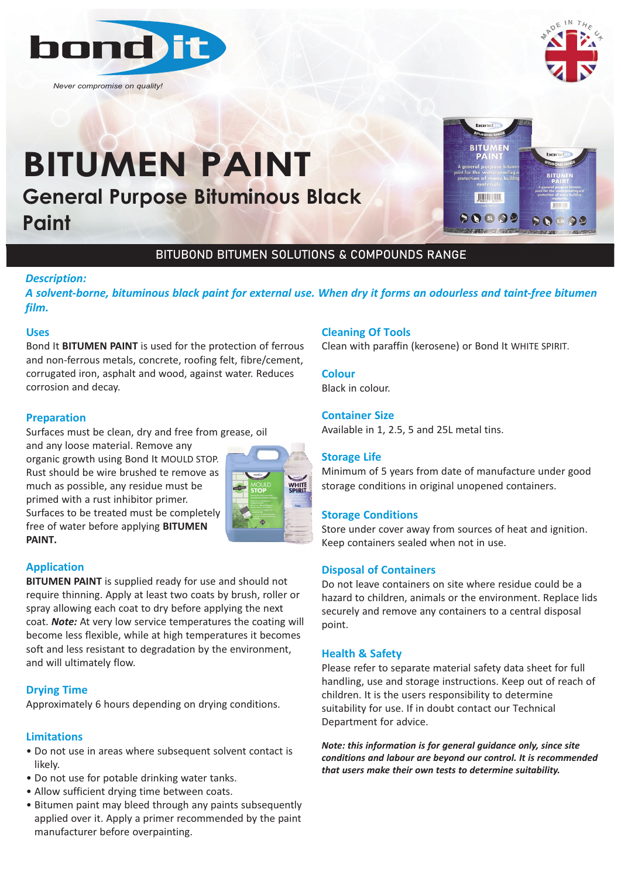bond it

*Never compromise on quality!*

# BITUMEN PAINT

## General Purpose Bituminous Black Paint

BITUBOND BITUMEN SOLUTIONS & COMPOUNDS RANGE

***Description:***

***A solvent-borne, bituminous black paint for external use. When dry it forms an odourless and taint-free bitumen film.***

### Uses

Bond It **BITUMEN PAINT** is used for the protection of ferrous and non-ferrous metals, concrete, roofing felt, fibre/cement, corrugated iron, asphalt and wood, against water. Reduces corrosion and decay.

### Preparation

Surfaces must be clean, dry and free from grease, oil and any loose material. Remove any organic growth using Bond It MOULD STOP. Rust should be wire brushed te remove as much as possible, any residue must be primed with a rust inhibitor primer. Surfaces to be treated must be completely free of water before applying **BITUMEN PAINT.**

### Application

**BITUMEN PAINT** is supplied ready for use and should not require thinning. Apply at least two coats by brush, roller or spray allowing each coat to dry before applying the next coat. ***Note:*** At very low service temperatures the coating will become less flexible, while at high temperatures it becomes soft and less resistant to degradation by the environment, and will ultimately flow.

### Drying Time

Approximately 6 hours depending on drying conditions.

### Limitations

- Do not use in areas where subsequent solvent contact is likely.
- Do not use for potable drinking water tanks.
- Allow sufficient drying time between coats.
- Bitumen paint may bleed through any paints subsequently applied over it. Apply a primer recommended by the paint manufacturer before overpainting.

### Cleaning Of Tools

Clean with paraffin (kerosene) or Bond It WHITE SPIRIT.

### Colour

Black in colour.

### Container Size

Available in 1, 2.5, 5 and 25L metal tins.

### Storage Life

Minimum of 5 years from date of manufacture under good storage conditions in original unopened containers.

### Storage Conditions

Store under cover away from sources of heat and ignition. Keep containers sealed when not in use.

### Disposal of Containers

Do not leave containers on site where residue could be a hazard to children, animals or the environment. Replace lids securely and remove any containers to a central disposal point.

### Health & Safety

Please refer to separate material safety data sheet for full handling, use and storage instructions. Keep out of reach of children. It is the users responsibility to determine suitability for use. If in doubt contact our Technical Department for advice.

***Note: this information is for general guidance only, since site conditions and labour are beyond our control. It is recommended that users make their own tests to determine suitability.***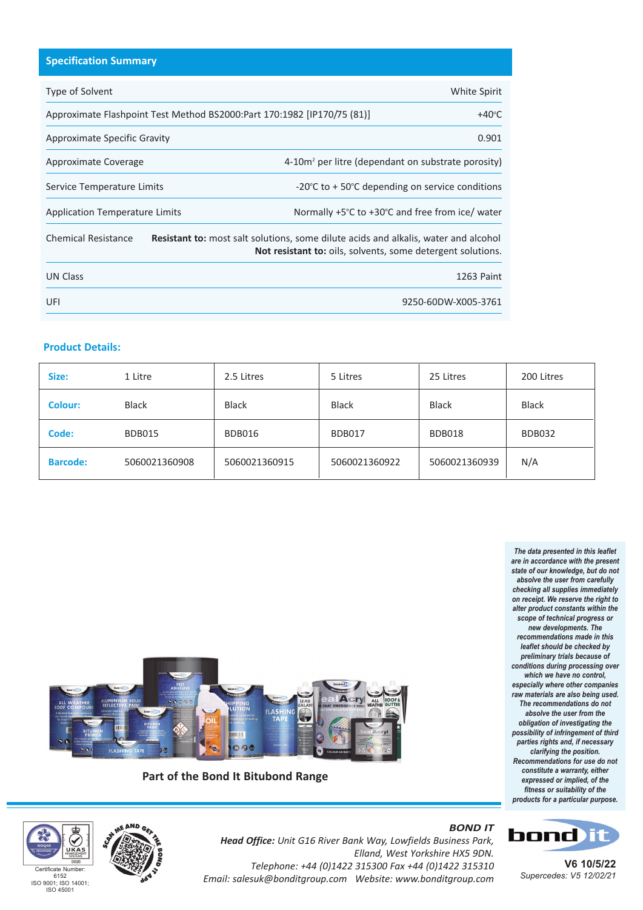## Specification Summary

| | |
|---|---|
| Type of Solvent | White Spirit |
| Approximate Flashpoint Test Method BS2000:Part 170:1982 [IP170/75 (81)] | +40°C |
| Approximate Specific Gravity | 0.901 |
| Approximate Coverage | 4-10m$^2$ per litre (dependant on substrate porosity) |
| Service Temperature Limits | -20°C to + 50°C depending on service conditions |
| Application Temperature Limits | Normally +5°C to +30°C and free from ice/ water |
| Chemical Resistance | **Resistant to:** most salt solutions, some dilute acids and alkalis, water and alcohol<br>**Not resistant to:** oils, solvents, some detergent solutions. |
| UN Class | 1263 Paint |
| UFI | 9250-60DW-X005-3761 |

## Product Details:

| **Size:** | 1 Litre | 2.5 Litres | 5 Litres | 25 Litres | 200 Litres |
|---|---|---|---|---|---|
| **Colour:** | Black | Black | Black | Black | Black |
| **Code:** | BDB015 | BDB016 | BDB017 | BDB018 | BDB032 |
| **Barcode:** | 5060021360908 | 5060021360915 | 5060021360922 | 5060021360939 | N/A |

**Part of the Bond It Bitubond Range**

*The data presented in this leaflet are in accordance with the present state of our knowledge, but do not absolve the user from carefully checking all supplies immediately on receipt. We reserve the right to alter product constants within the scope of technical progress or new developments. The recommendations made in this leaflet should be checked by preliminary trials because of conditions during processing over which we have no control, especially where other companies raw materials are also being used. The recommendations do not absolve the user from the obligation of investigating the possibility of infringement of third parties rights and, if necessary clarifying the position. Recommendations for use do not constitute a warranty, either expressed or implied, of the fitness or suitability of the products for a particular purpose.*

Certificate Number: 6152
ISO 9001; ISO 14001; ISO 45001

SCAN ME AND GET THE BOND IT APP

***BOND IT***
***Head Office:*** *Unit G16 River Bank Way, Lowfields Business Park, Elland, West Yorkshire HX5 9DN.*
*Telephone: +44 (0)1422 315300 Fax +44 (0)1422 315310*
*Email: salesuk@bonditgroup.com Website: www.bonditgroup.com*

**V6 10/5/22**
Supercedes: V5 12/02/21